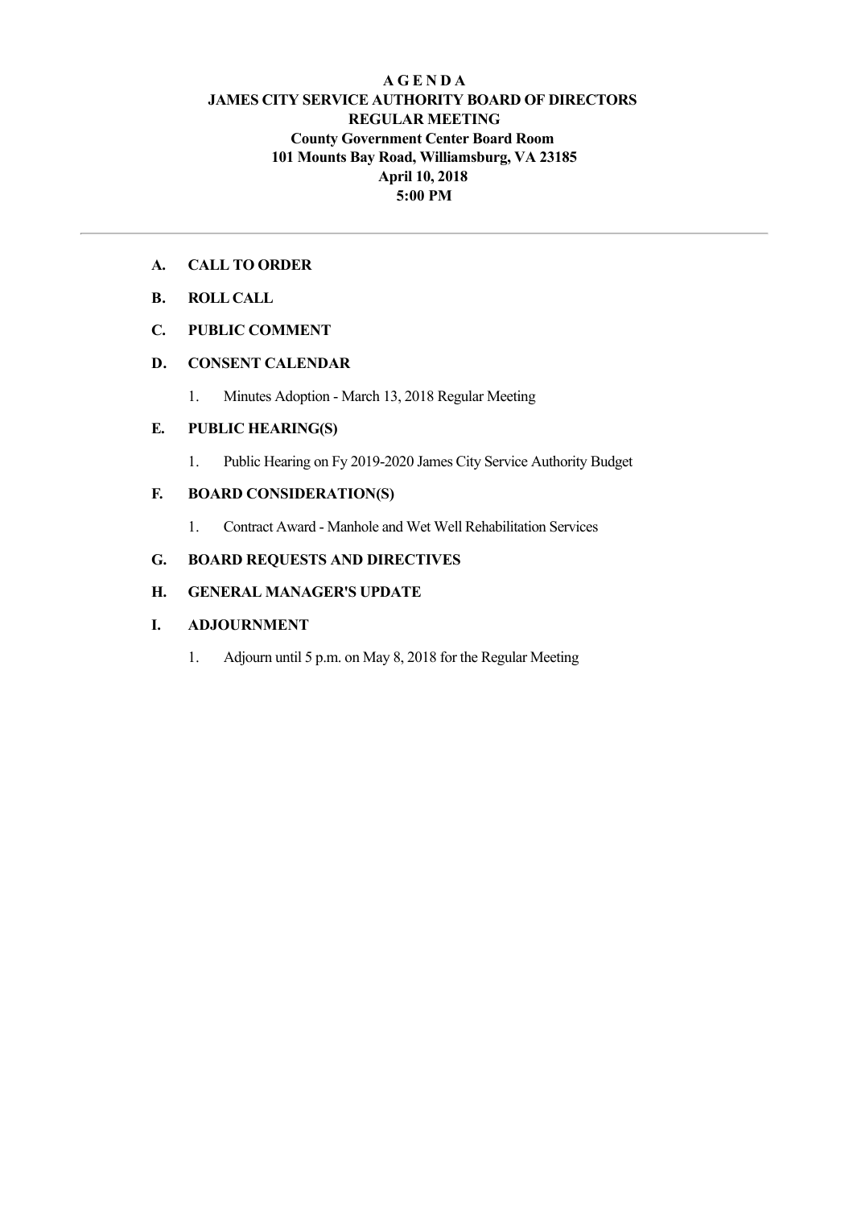# A G E N D A

## JAMES CITY SERVICE AUTHORITY BOARD OF DIRECTORS

## REGULAR MEETING

**County Government Center Board Room**
**101 Mounts Bay Road, Williamsburg, VA 23185**
**April 10, 2018**
**5:00 PM**

---

**A. CALL TO ORDER**

**B. ROLL CALL**

**C. PUBLIC COMMENT**

**D. CONSENT CALENDAR**

1. Minutes Adoption - March 13, 2018 Regular Meeting

**E. PUBLIC HEARING(S)**

1. Public Hearing on Fy 2019-2020 James City Service Authority Budget

**F. BOARD CONSIDERATION(S)**

1. Contract Award - Manhole and Wet Well Rehabilitation Services

**G. BOARD REQUESTS AND DIRECTIVES**

**H. GENERAL MANAGER'S UPDATE**

**I. ADJOURNMENT**

1. Adjourn until 5 p.m. on May 8, 2018 for the Regular Meeting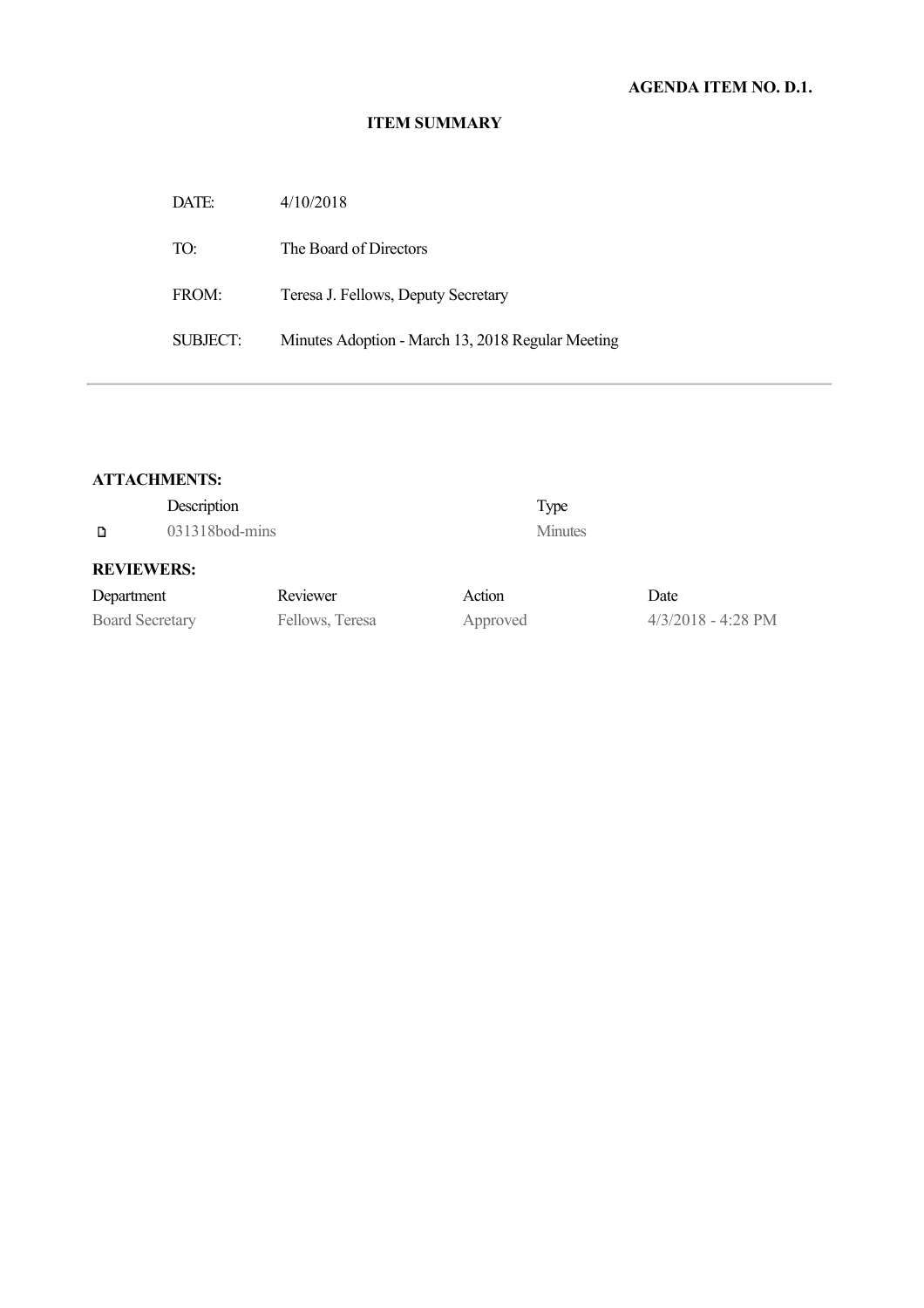**AGENDA ITEM NO. D.1.**

**ITEM SUMMARY**

| | |
|---|---|
| DATE: | 4/10/2018 |
| TO: | The Board of Directors |
| FROM: | Teresa J. Fellows, Deputy Secretary |
| SUBJECT: | Minutes Adoption - March 13, 2018 Regular Meeting |

---

**ATTACHMENTS:**

| Description | Type |
|---|---|
| 031318bod-mins | Minutes |

**REVIEWERS:**

| Department | Reviewer | Action | Date |
|---|---|---|---|
| Board Secretary | Fellows, Teresa | Approved | 4/3/2018 - 4:28 PM |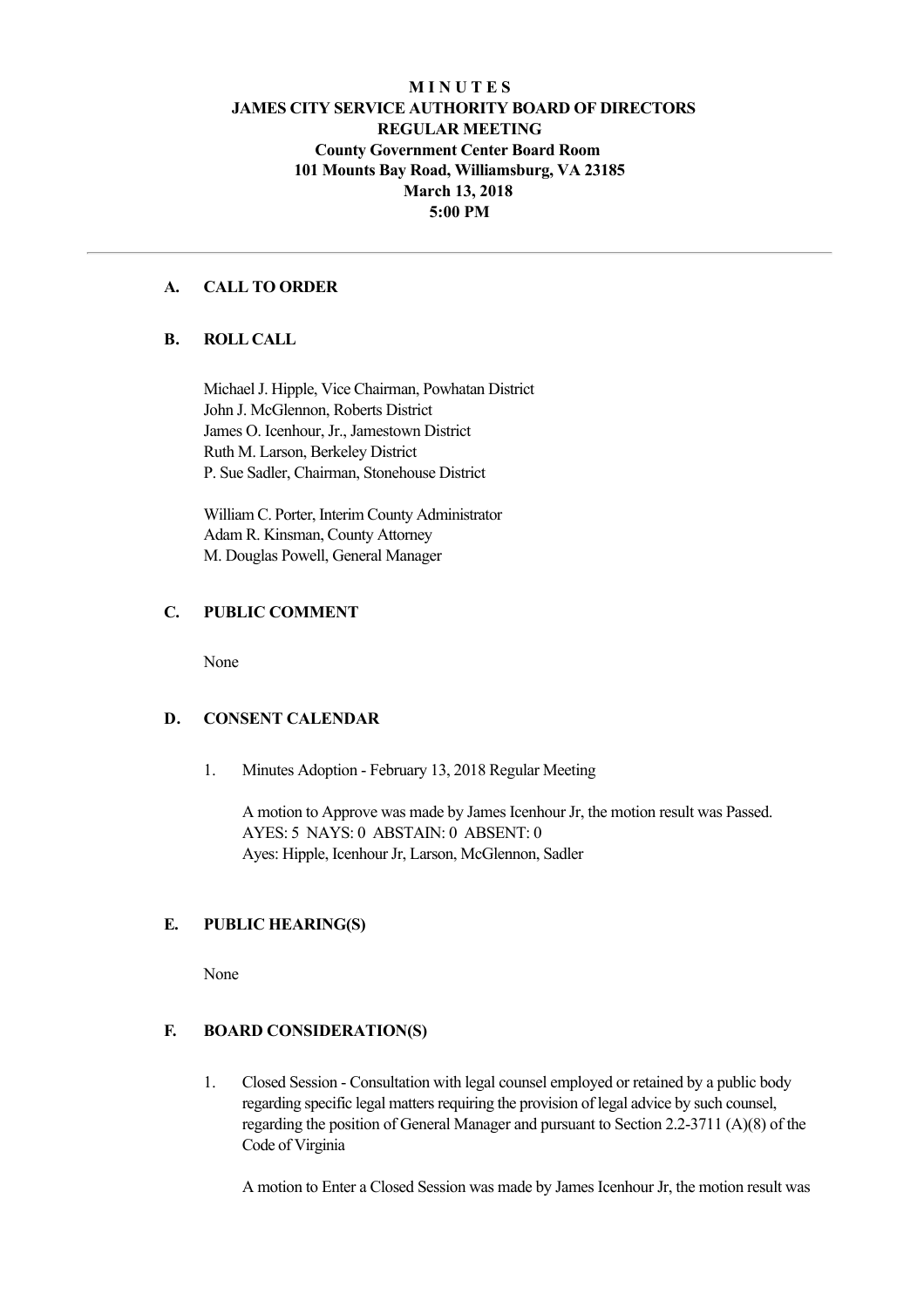# M I N U T E S
# JAMES CITY SERVICE AUTHORITY BOARD OF DIRECTORS
# REGULAR MEETING
## County Government Center Board Room
## 101 Mounts Bay Road, Williamsburg, VA 23185
## March 13, 2018
## 5:00 PM

---

### A. CALL TO ORDER

### B. ROLL CALL

Michael J. Hipple, Vice Chairman, Powhatan District
John J. McGlennon, Roberts District
James O. Icenhour, Jr., Jamestown District
Ruth M. Larson, Berkeley District
P. Sue Sadler, Chairman, Stonehouse District

William C. Porter, Interim County Administrator
Adam R. Kinsman, County Attorney
M. Douglas Powell, General Manager

### C. PUBLIC COMMENT

None

### D. CONSENT CALENDAR

1. Minutes Adoption - February 13, 2018 Regular Meeting

   A motion to Approve was made by James Icenhour Jr, the motion result was Passed.
   AYES: 5 NAYS: 0 ABSTAIN: 0 ABSENT: 0
   Ayes: Hipple, Icenhour Jr, Larson, McGlennon, Sadler

### E. PUBLIC HEARING(S)

None

### F. BOARD CONSIDERATION(S)

1. Closed Session - Consultation with legal counsel employed or retained by a public body regarding specific legal matters requiring the provision of legal advice by such counsel, regarding the position of General Manager and pursuant to Section 2.2-3711 (A)(8) of the Code of Virginia

   A motion to Enter a Closed Session was made by James Icenhour Jr, the motion result was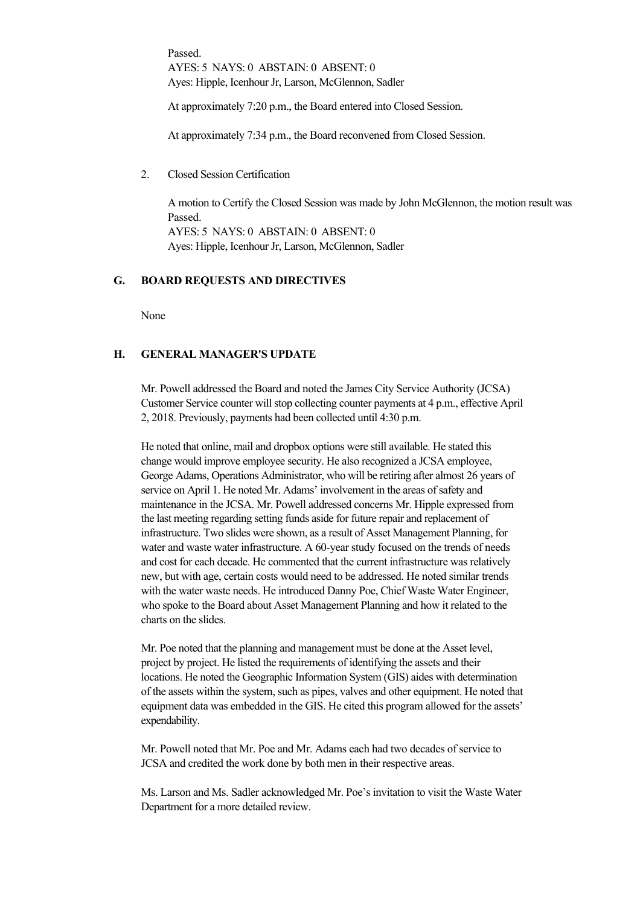Passed.
AYES: 5 NAYS: 0 ABSTAIN: 0 ABSENT: 0
Ayes: Hipple, Icenhour Jr, Larson, McGlennon, Sadler

At approximately 7:20 p.m., the Board entered into Closed Session.

At approximately 7:34 p.m., the Board reconvened from Closed Session.

2. Closed Session Certification

A motion to Certify the Closed Session was made by John McGlennon, the motion result was Passed.
AYES: 5 NAYS: 0 ABSTAIN: 0 ABSENT: 0
Ayes: Hipple, Icenhour Jr, Larson, McGlennon, Sadler

## G. BOARD REQUESTS AND DIRECTIVES

None

## H. GENERAL MANAGER'S UPDATE

Mr. Powell addressed the Board and noted the James City Service Authority (JCSA) Customer Service counter will stop collecting counter payments at 4 p.m., effective April 2, 2018. Previously, payments had been collected until 4:30 p.m.

He noted that online, mail and dropbox options were still available. He stated this change would improve employee security. He also recognized a JCSA employee, George Adams, Operations Administrator, who will be retiring after almost 26 years of service on April 1. He noted Mr. Adams' involvement in the areas of safety and maintenance in the JCSA. Mr. Powell addressed concerns Mr. Hipple expressed from the last meeting regarding setting funds aside for future repair and replacement of infrastructure. Two slides were shown, as a result of Asset Management Planning, for water and waste water infrastructure. A 60-year study focused on the trends of needs and cost for each decade. He commented that the current infrastructure was relatively new, but with age, certain costs would need to be addressed. He noted similar trends with the water waste needs. He introduced Danny Poe, Chief Waste Water Engineer, who spoke to the Board about Asset Management Planning and how it related to the charts on the slides.

Mr. Poe noted that the planning and management must be done at the Asset level, project by project. He listed the requirements of identifying the assets and their locations. He noted the Geographic Information System (GIS) aides with determination of the assets within the system, such as pipes, valves and other equipment. He noted that equipment data was embedded in the GIS. He cited this program allowed for the assets' expendability.

Mr. Powell noted that Mr. Poe and Mr. Adams each had two decades of service to JCSA and credited the work done by both men in their respective areas.

Ms. Larson and Ms. Sadler acknowledged Mr. Poe's invitation to visit the Waste Water Department for a more detailed review.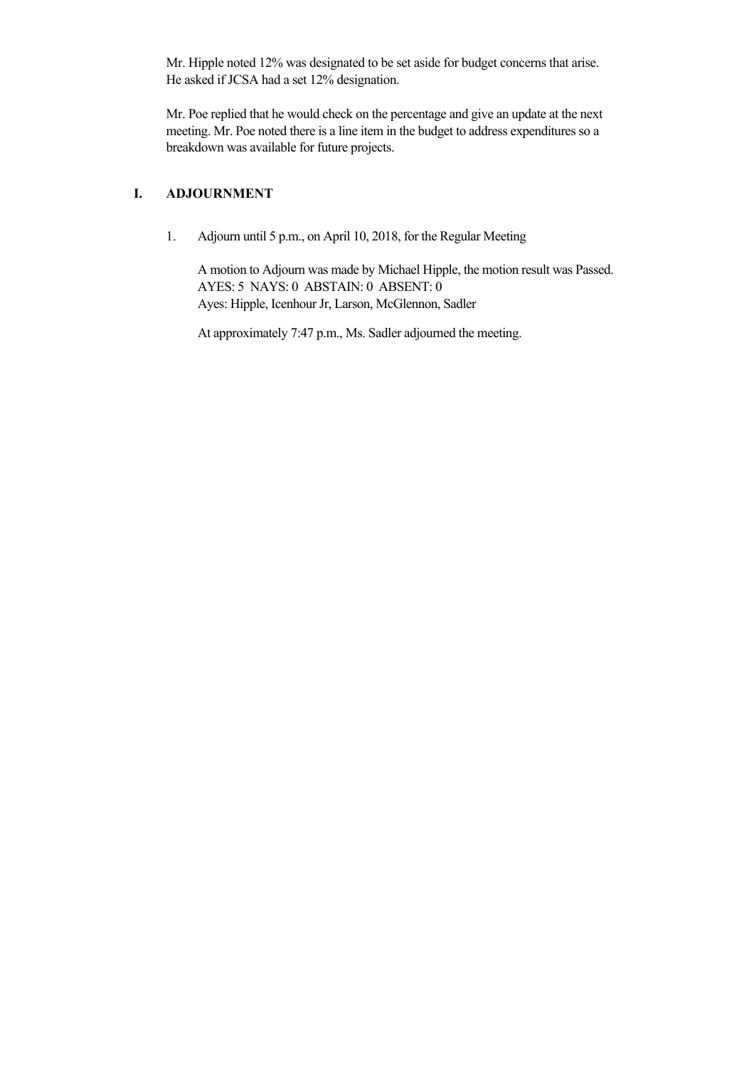Mr. Hipple noted 12% was designated to be set aside for budget concerns that arise. He asked if JCSA had a set 12% designation.

Mr. Poe replied that he would check on the percentage and give an update at the next meeting. Mr. Poe noted there is a line item in the budget to address expenditures so a breakdown was available for future projects.

## I. ADJOURNMENT

1. Adjourn until 5 p.m., on April 10, 2018, for the Regular Meeting

   A motion to Adjourn was made by Michael Hipple, the motion result was Passed.
   AYES: 5 NAYS: 0 ABSTAIN: 0 ABSENT: 0
   Ayes: Hipple, Icenhour Jr, Larson, McGlennon, Sadler

   At approximately 7:47 p.m., Ms. Sadler adjourned the meeting.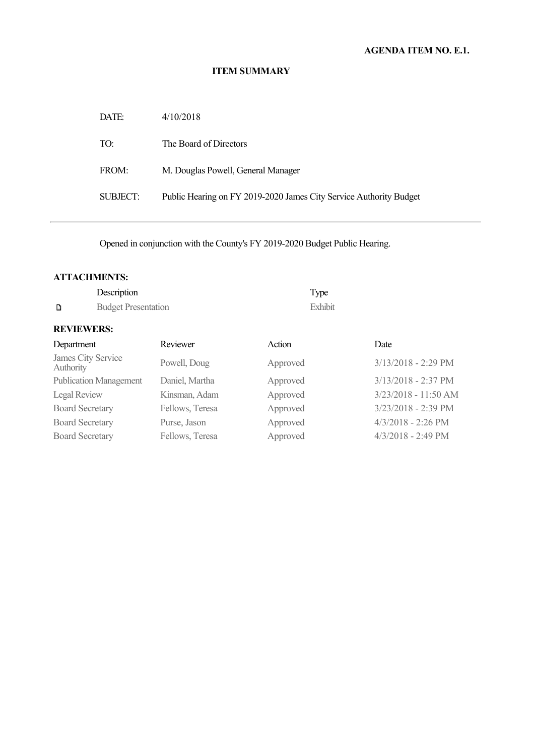**AGENDA ITEM NO. E.1.**

**ITEM SUMMARY**

| | |
|---|---|
| DATE: | 4/10/2018 |
| TO: | The Board of Directors |
| FROM: | M. Douglas Powell, General Manager |
| SUBJECT: | Public Hearing on FY 2019-2020 James City Service Authority Budget |

---

Opened in conjunction with the County's FY 2019-2020 Budget Public Hearing.

**ATTACHMENTS:**

| | Description | Type |
|---|---|---|
| ▫ | Budget Presentation | Exhibit |

**REVIEWERS:**

| Department | Reviewer | Action | Date |
|---|---|---|---|
| James City Service Authority | Powell, Doug | Approved | 3/13/2018 - 2:29 PM |
| Publication Management | Daniel, Martha | Approved | 3/13/2018 - 2:37 PM |
| Legal Review | Kinsman, Adam | Approved | 3/23/2018 - 11:50 AM |
| Board Secretary | Fellows, Teresa | Approved | 3/23/2018 - 2:39 PM |
| Board Secretary | Purse, Jason | Approved | 4/3/2018 - 2:26 PM |
| Board Secretary | Fellows, Teresa | Approved | 4/3/2018 - 2:49 PM |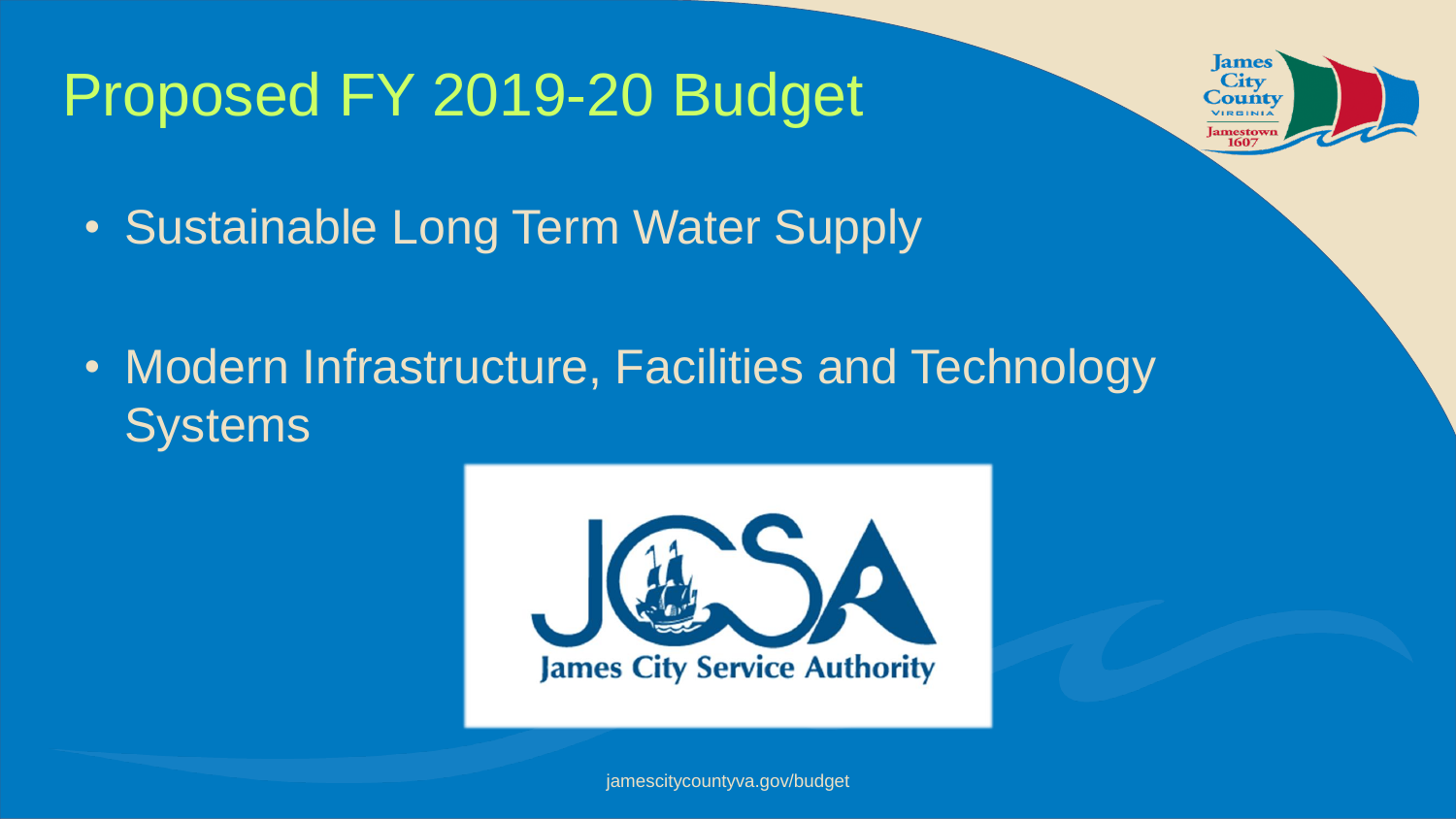# Proposed FY 2019-20 Budget

- Sustainable Long Term Water Supply
- Modern Infrastructure, Facilities and Technology Systems

JCSA

James City Service Authority

jamescitycountyva.gov/budget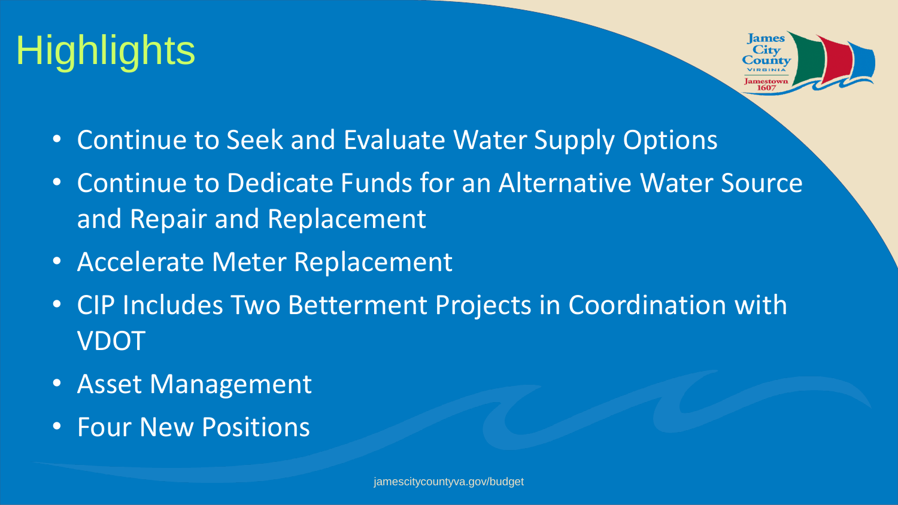# Highlights

- Continue to Seek and Evaluate Water Supply Options
- Continue to Dedicate Funds for an Alternative Water Source and Repair and Replacement
- Accelerate Meter Replacement
- CIP Includes Two Betterment Projects in Coordination with VDOT
- Asset Management
- Four New Positions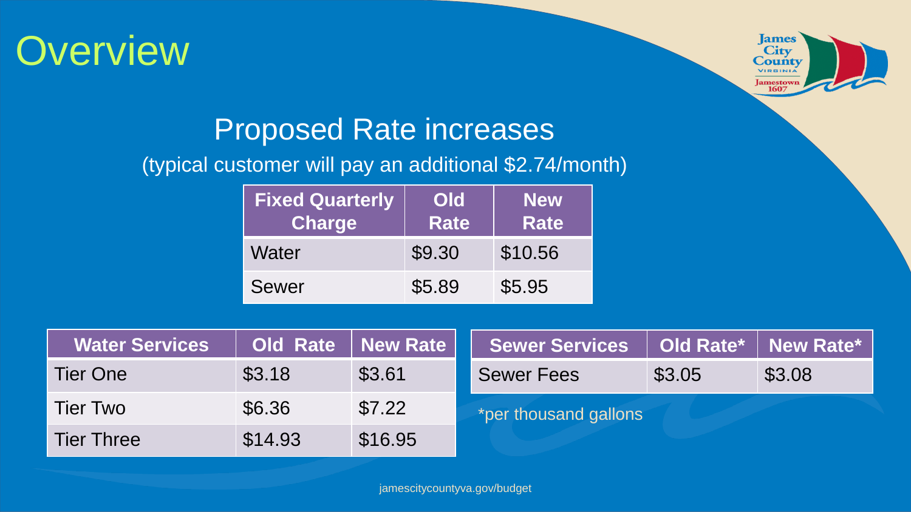# Overview

## Proposed Rate increases

(typical customer will pay an additional $2.74/month)

| Fixed Quarterly Charge | Old Rate | New Rate |
| --- | --- | --- |
| Water | $9.30 | $10.56 |
| Sewer | $5.89 | $5.95 |

| Water Services | Old Rate | New Rate |
| --- | --- | --- |
| Tier One | $3.18 | $3.61 |
| Tier Two | $6.36 | $7.22 |
| Tier Three | $14.93 | $16.95 |

| Sewer Services | Old Rate* | New Rate* |
| --- | --- | --- |
| Sewer Fees | $3.05 | $3.08 |

*per thousand gallons

jamescitycountyva.gov/budget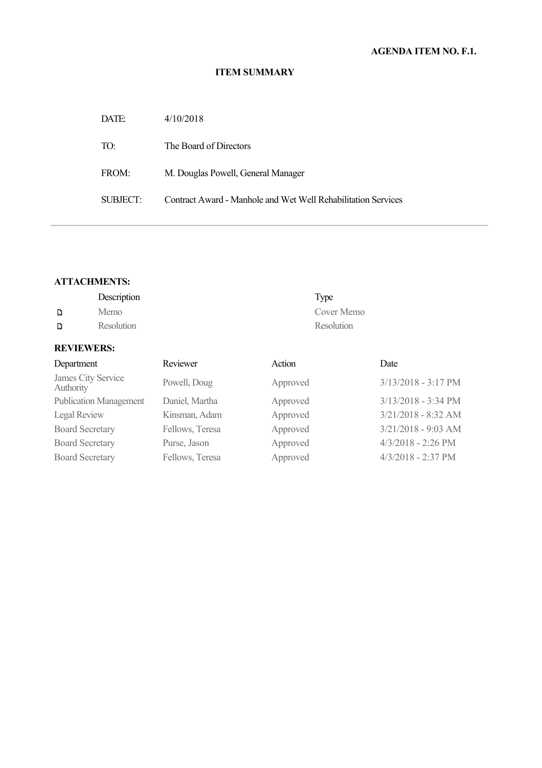**AGENDA ITEM NO. F.1.**

## ITEM SUMMARY

| | |
|---|---|
| DATE: | 4/10/2018 |
| TO: | The Board of Directors |
| FROM: | M. Douglas Powell, General Manager |
| SUBJECT: | Contract Award - Manhole and Wet Well Rehabilitation Services |

---

### ATTACHMENTS:

| | Description | Type |
|---|---|---|
| ▢ | Memo | Cover Memo |
| ▢ | Resolution | Resolution |

### REVIEWERS:

| Department | Reviewer | Action | Date |
|---|---|---|---|
| James City Service Authority | Powell, Doug | Approved | 3/13/2018 - 3:17 PM |
| Publication Management | Daniel, Martha | Approved | 3/13/2018 - 3:34 PM |
| Legal Review | Kinsman, Adam | Approved | 3/21/2018 - 8:32 AM |
| Board Secretary | Fellows, Teresa | Approved | 3/21/2018 - 9:03 AM |
| Board Secretary | Purse, Jason | Approved | 4/3/2018 - 2:26 PM |
| Board Secretary | Fellows, Teresa | Approved | 4/3/2018 - 2:37 PM |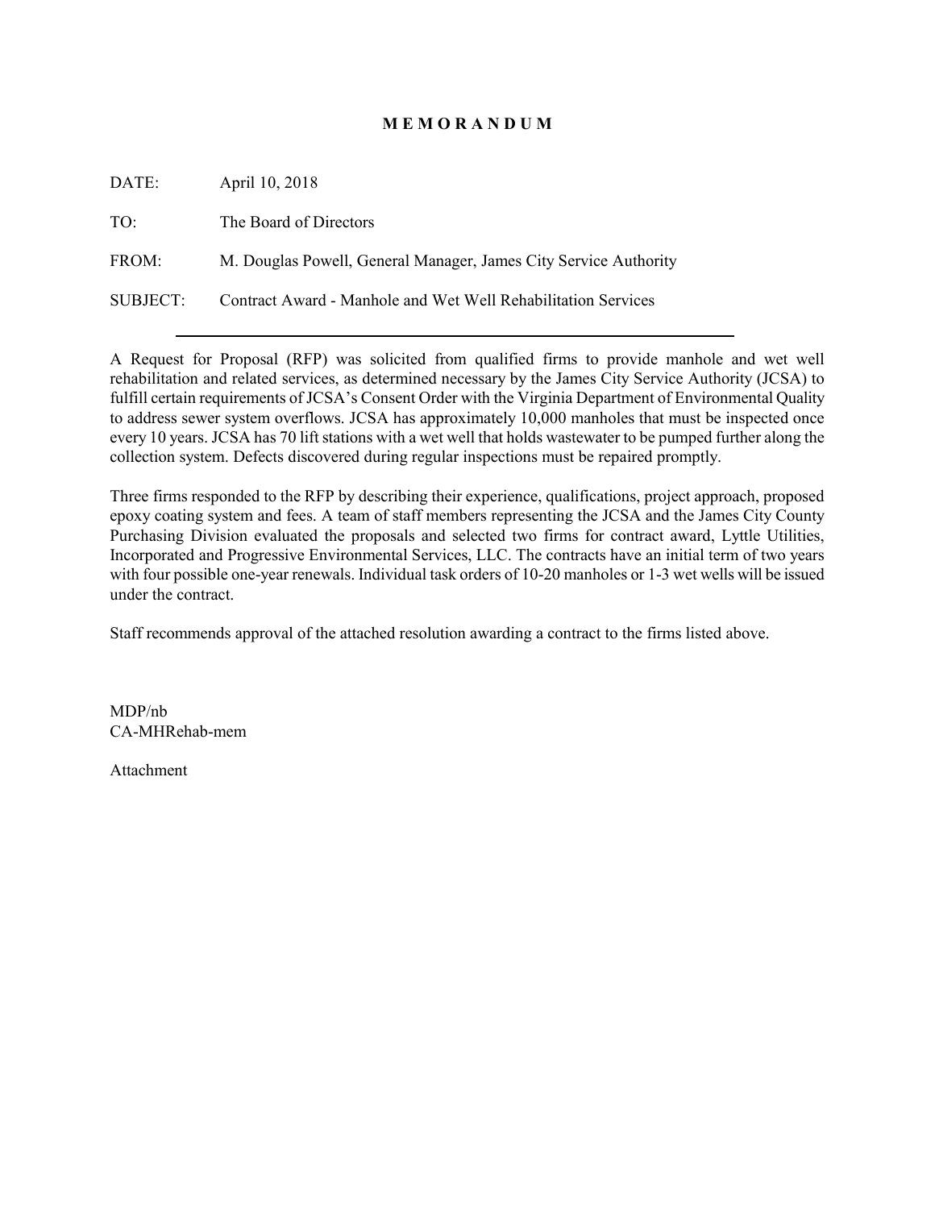**M E M O R A N D U M**

DATE: April 10, 2018

TO: The Board of Directors

FROM: M. Douglas Powell, General Manager, James City Service Authority

SUBJECT: Contract Award - Manhole and Wet Well Rehabilitation Services

---

A Request for Proposal (RFP) was solicited from qualified firms to provide manhole and wet well rehabilitation and related services, as determined necessary by the James City Service Authority (JCSA) to fulfill certain requirements of JCSA's Consent Order with the Virginia Department of Environmental Quality to address sewer system overflows. JCSA has approximately 10,000 manholes that must be inspected once every 10 years. JCSA has 70 lift stations with a wet well that holds wastewater to be pumped further along the collection system. Defects discovered during regular inspections must be repaired promptly.

Three firms responded to the RFP by describing their experience, qualifications, project approach, proposed epoxy coating system and fees. A team of staff members representing the JCSA and the James City County Purchasing Division evaluated the proposals and selected two firms for contract award, Lyttle Utilities, Incorporated and Progressive Environmental Services, LLC. The contracts have an initial term of two years with four possible one-year renewals. Individual task orders of 10-20 manholes or 1-3 wet wells will be issued under the contract.

Staff recommends approval of the attached resolution awarding a contract to the firms listed above.

MDP/nb
CA-MHRehab-mem

Attachment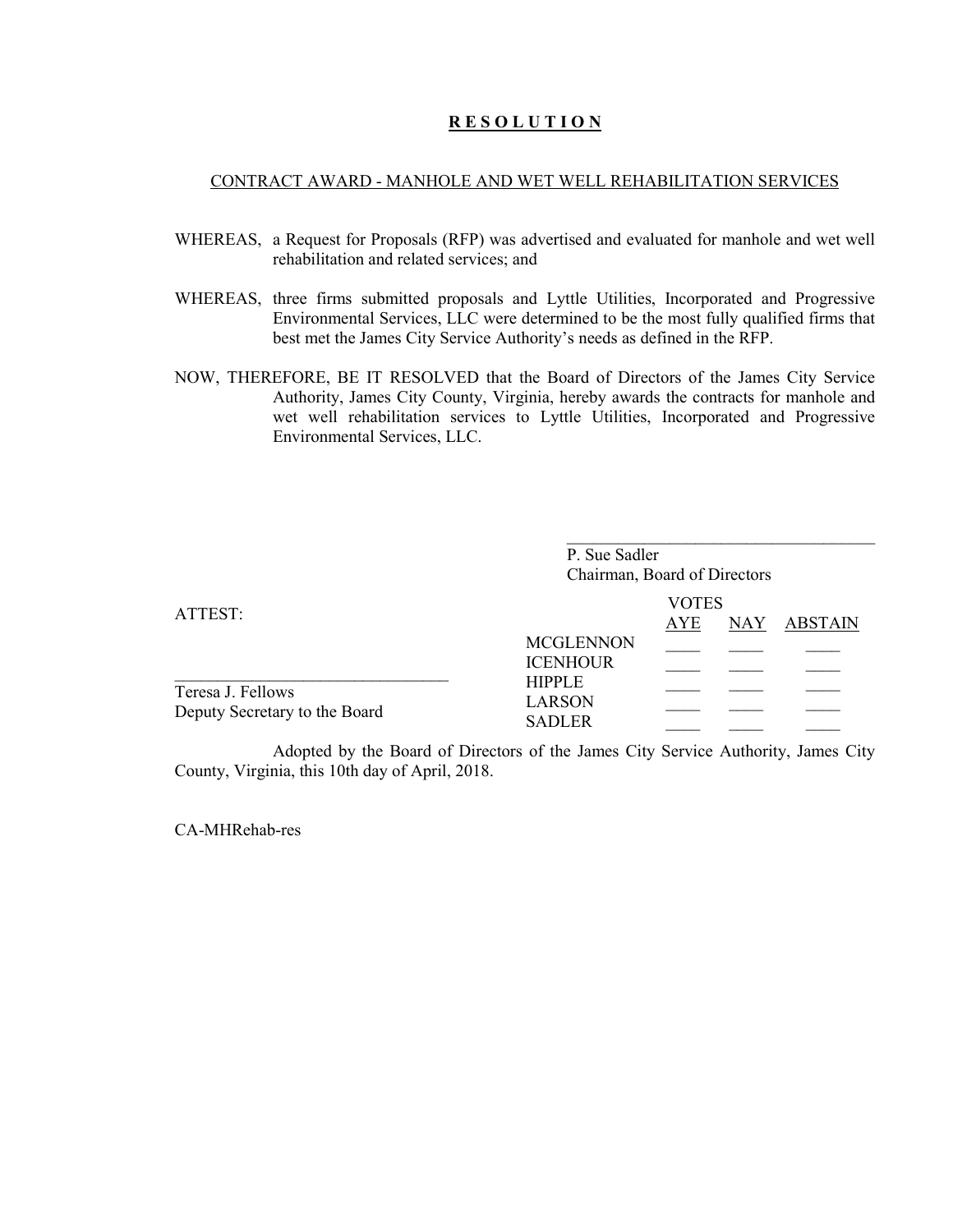# **R E S O L U T I O N**

CONTRACT AWARD - MANHOLE AND WET WELL REHABILITATION SERVICES

WHEREAS, a Request for Proposals (RFP) was advertised and evaluated for manhole and wet well rehabilitation and related services; and

WHEREAS, three firms submitted proposals and Lyttle Utilities, Incorporated and Progressive Environmental Services, LLC were determined to be the most fully qualified firms that best met the James City Service Authority's needs as defined in the RFP.

NOW, THEREFORE, BE IT RESOLVED that the Board of Directors of the James City Service Authority, James City County, Virginia, hereby awards the contracts for manhole and wet well rehabilitation services to Lyttle Utilities, Incorporated and Progressive Environmental Services, LLC.

____________________________________
P. Sue Sadler
Chairman, Board of Directors

ATTEST:

________________________________
Teresa J. Fellows
Deputy Secretary to the Board

| VOTES | AYE | NAY | ABSTAIN |
|---|---|---|---|
| MCGLENNON | ____ | ____ | ____ |
| ICENHOUR | ____ | ____ | ____ |
| HIPPLE | ____ | ____ | ____ |
| LARSON | ____ | ____ | ____ |
| SADLER | ____ | ____ | ____ |

Adopted by the Board of Directors of the James City Service Authority, James City County, Virginia, this 10th day of April, 2018.

CA-MHRehab-res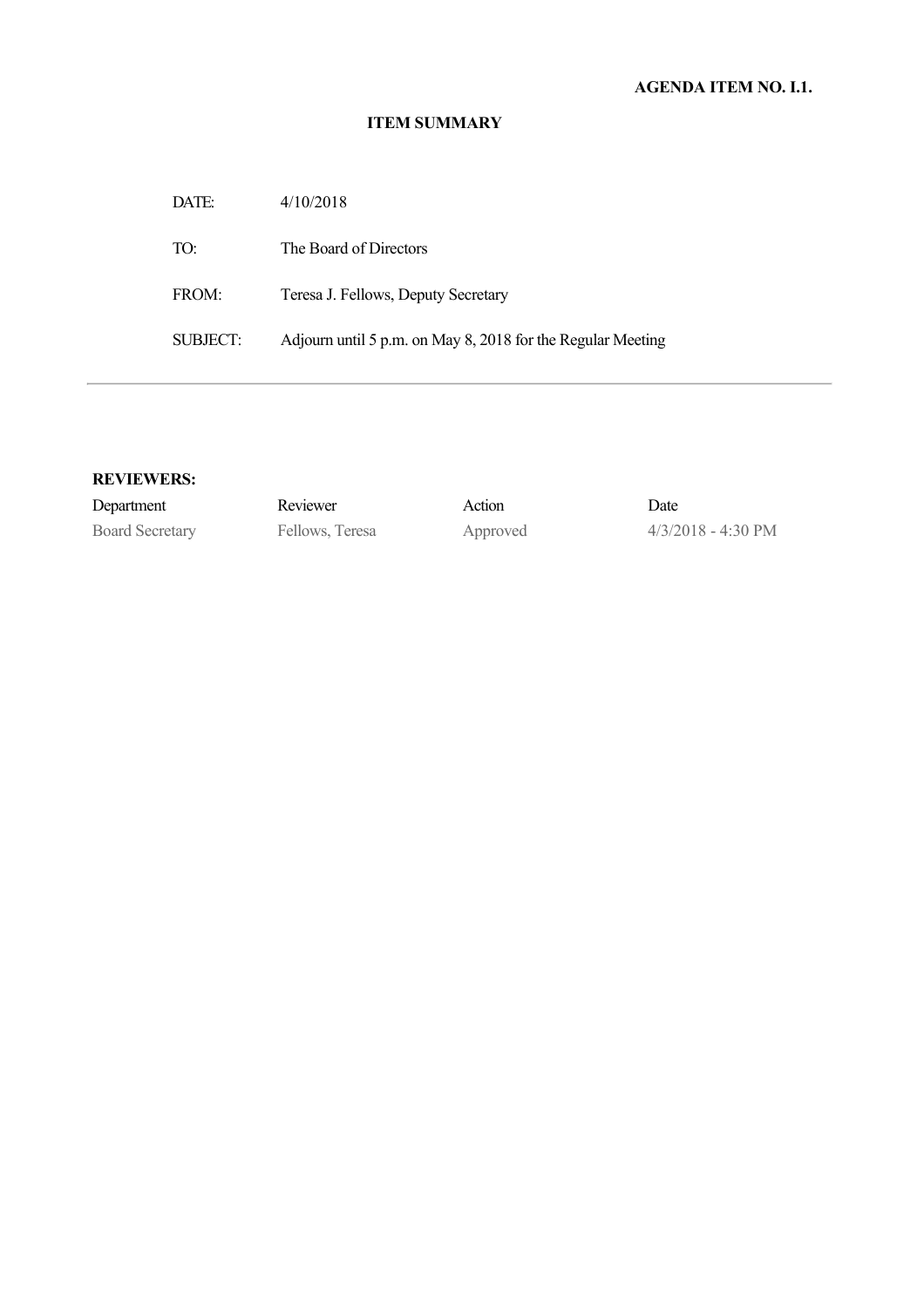**AGENDA ITEM NO. I.1.**

**ITEM SUMMARY**

| | |
|---|---|
| DATE: | 4/10/2018 |
| TO: | The Board of Directors |
| FROM: | Teresa J. Fellows, Deputy Secretary |
| SUBJECT: | Adjourn until 5 p.m. on May 8, 2018 for the Regular Meeting |

---

**REVIEWERS:**

| Department | Reviewer | Action | Date |
|---|---|---|---|
| Board Secretary | Fellows, Teresa | Approved | 4/3/2018 - 4:30 PM |